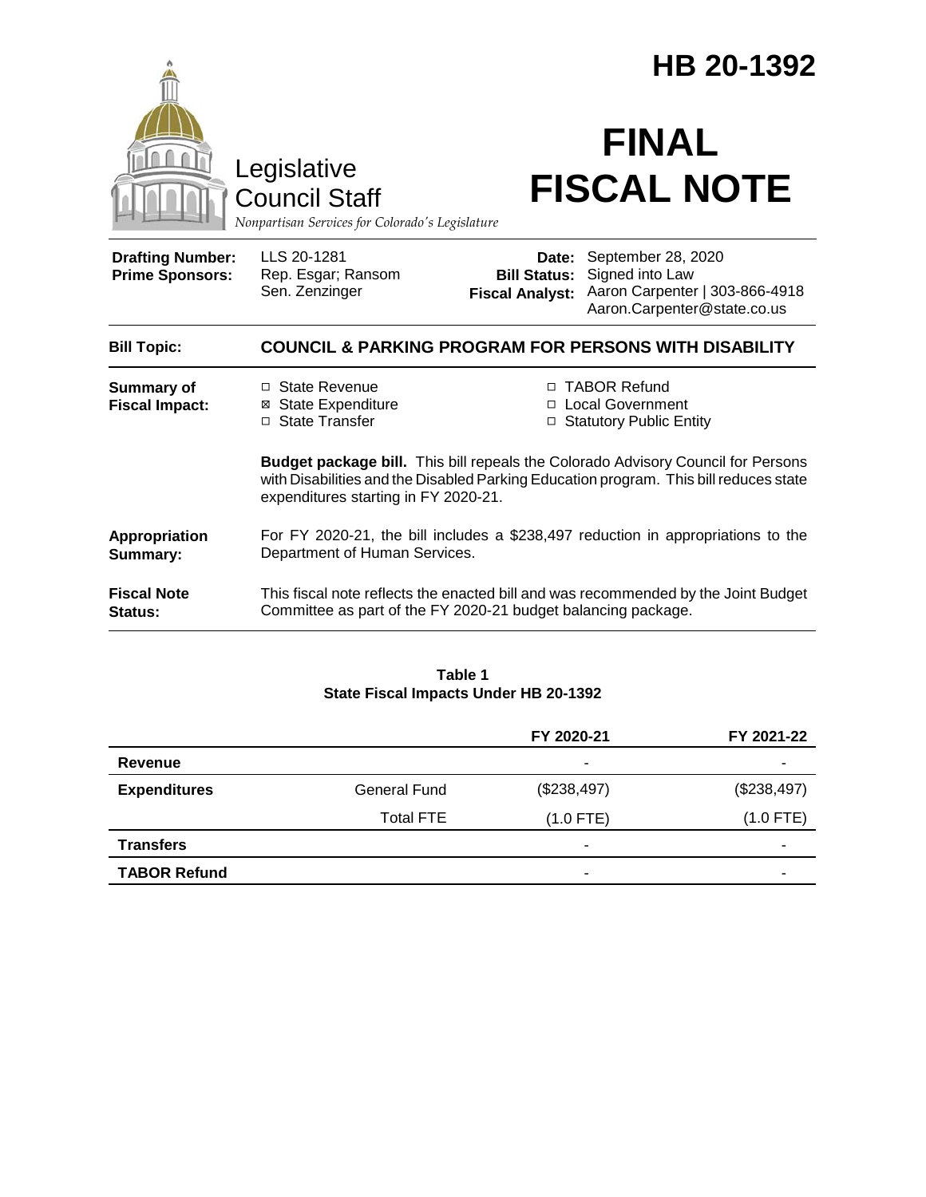# HB 20-1392

Legislative Council Staff

*Nonpartisan Services for Colorado's Legislature*

# FINAL FISCAL NOTE

| | | | |
|---|---|---|---|
| **Drafting Number:** | LLS 20-1281 | **Date:** | September 28, 2020 |
| **Prime Sponsors:** | Rep. Esgar; Ransom<br>Sen. Zenzinger | **Bill Status:** | Signed into Law |
| | | **Fiscal Analyst:** | Aaron Carpenter \| 303-866-4918<br>Aaron.Carpenter@state.co.us |

**Bill Topic:** **COUNCIL & PARKING PROGRAM FOR PERSONS WITH DISABILITY**

**Summary of Fiscal Impact:**

- ☐ State Revenue
- ☒ State Expenditure
- ☐ State Transfer
- ☐ TABOR Refund
- ☐ Local Government
- ☐ Statutory Public Entity

**Budget package bill.** This bill repeals the Colorado Advisory Council for Persons with Disabilities and the Disabled Parking Education program. This bill reduces state expenditures starting in FY 2020-21.

**Appropriation Summary:** For FY 2020-21, the bill includes a $238,497 reduction in appropriations to the Department of Human Services.

**Fiscal Note Status:** This fiscal note reflects the enacted bill and was recommended by the Joint Budget Committee as part of the FY 2020-21 budget balancing package.

**Table 1**
**State Fiscal Impacts Under HB 20-1392**

| | | FY 2020-21 | FY 2021-22 |
|---|---|---|---|
| **Revenue** | | - | - |
| **Expenditures** | General Fund | ($238,497) | ($238,497) |
| | Total FTE | (1.0 FTE) | (1.0 FTE) |
| **Transfers** | | - | - |
| **TABOR Refund** | | - | - |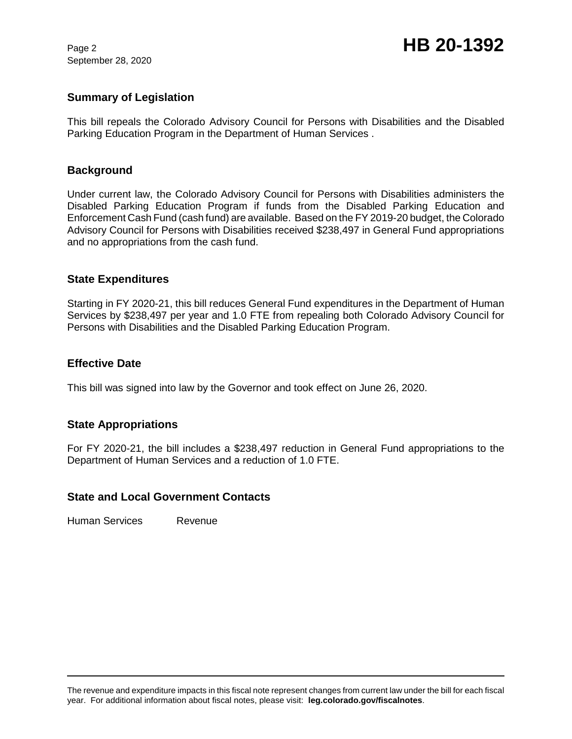## Summary of Legislation

This bill repeals the Colorado Advisory Council for Persons with Disabilities and the Disabled Parking Education Program in the Department of Human Services .

## Background

Under current law, the Colorado Advisory Council for Persons with Disabilities administers the Disabled Parking Education Program if funds from the Disabled Parking Education and Enforcement Cash Fund (cash fund) are available. Based on the FY 2019-20 budget, the Colorado Advisory Council for Persons with Disabilities received $238,497 in General Fund appropriations and no appropriations from the cash fund.

## State Expenditures

Starting in FY 2020-21, this bill reduces General Fund expenditures in the Department of Human Services by $238,497 per year and 1.0 FTE from repealing both Colorado Advisory Council for Persons with Disabilities and the Disabled Parking Education Program.

## Effective Date

This bill was signed into law by the Governor and took effect on June 26, 2020.

## State Appropriations

For FY 2020-21, the bill includes a $238,497 reduction in General Fund appropriations to the Department of Human Services and a reduction of 1.0 FTE.

## State and Local Government Contacts

Human Services Revenue

The revenue and expenditure impacts in this fiscal note represent changes from current law under the bill for each fiscal year. For additional information about fiscal notes, please visit: **leg.colorado.gov/fiscalnotes**.